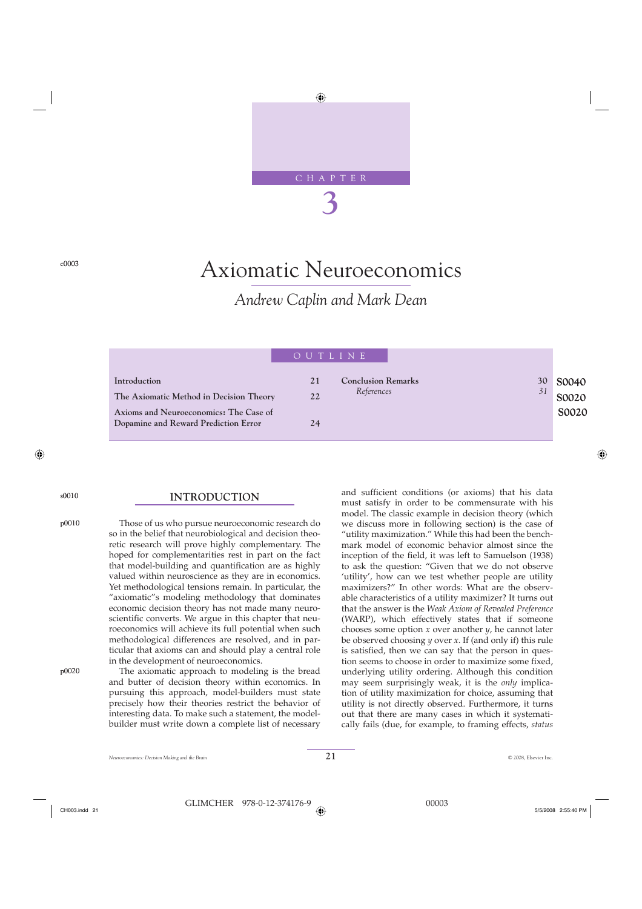CHAPTER

# 3

# Axiomatic Neuroeconomics

*Andrew Caplin and Mark Dean*

OUTLINE

| | | | |
|---|---|---|---|
| Introduction | 21 | Conclusion Remarks | 30 |
| The Axiomatic Method in Decision Theory | 22 | *References* | *31* |
| Axioms and Neuroeconomics: The Case of Dopamine and Reward Prediction Error | 24 | | |

## INTRODUCTION

Those of us who pursue neuroeconomic research do so in the belief that neurobiological and decision theoretic research will prove highly complementary. The hoped for complementarities rest in part on the fact that model-building and quantification are as highly valued within neuroscience as they are in economics. Yet methodological tensions remain. In particular, the "axiomatic"s modeling methodology that dominates economic decision theory has not made many neuroscientific converts. We argue in this chapter that neuroeconomics will achieve its full potential when such methodological differences are resolved, and in particular that axioms can and should play a central role in the development of neuroeconomics.

The axiomatic approach to modeling is the bread and butter of decision theory within economics. In pursuing this approach, model-builders must state precisely how their theories restrict the behavior of interesting data. To make such a statement, the model-builder must write down a complete list of necessary and sufficient conditions (or axioms) that his data must satisfy in order to be commensurate with his model. The classic example in decision theory (which we discuss more in following section) is the case of "utility maximization." While this had been the benchmark model of economic behavior almost since the inception of the field, it was left to Samuelson (1938) to ask the question: "Given that we do not observe 'utility', how can we test whether people are utility maximizers?" In other words: What are the observable characteristics of a utility maximizer? It turns out that the answer is the *Weak Axiom of Revealed Preference* (WARP), which effectively states that if someone chooses some option $x$ over another $y$, he cannot later be observed choosing $y$ over $x$. If (and only if) this rule is satisfied, then we can say that the person in question seems to choose in order to maximize some fixed, underlying utility ordering. Although this condition may seem surprisingly weak, it is the *only* implication of utility maximization for choice, assuming that utility is not directly observed. Furthermore, it turns out that there are many cases in which it systematically fails (due, for example, to framing effects, *status*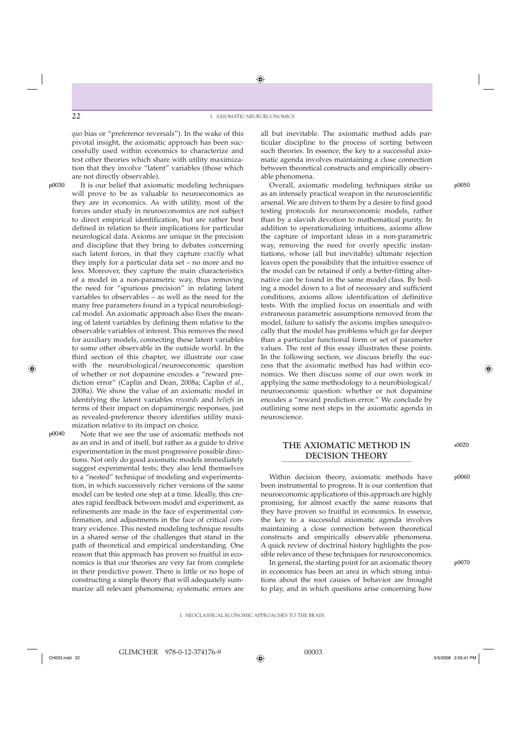*quo* bias or "preference reversals"). In the wake of this pivotal insight, the axiomatic approach has been successfully used within economics to characterize and test other theories which share with utility maximization that they involve "latent" variables (those which are not directly observable).

It is our belief that axiomatic modeling techniques will prove to be as valuable to neuroeconomics as they are in economics. As with utility, most of the forces under study in neuroeconomics are not subject to direct empirical identification, but are rather best defined in relation to their implications for particular neurological data. Axioms are unique in the precision and discipline that they bring to debates concerning such latent forces, in that they capture *exactly* what they imply for a particular data set – no more and no less. Moreover, they capture the main characteristics of a model in a non-parametric way, thus removing the need for "spurious precision" in relating latent variables to observables – as well as the need for the many free parameters found in a typical neurobiological model. An axiomatic approach also fixes the meaning of latent variables by defining them relative to the observable variables of interest. This removes the need for auxiliary models, connecting these latent variables to some other observable in the outside world. In the third section of this chapter, we illustrate our case with the neurobiological/neuroeconomic question of whether or not dopamine encodes a "reward prediction error" (Caplin and Dean, 2008a; Caplin *et al*., 2008a). We show the value of an axiomatic model in identifying the latent variables *rewards* and *beliefs* in terms of their impact on dopaminergic responses, just as revealed-preference theory identifies utility maximization relative to its impact on choice.

Note that we see the use of axiomatic methods not as an end in and of itself, but rather as a guide to drive experimentation in the most progressive possible directions. Not only do good axiomatic models immediately suggest experimental tests; they also lend themselves to a "nested" technique of modeling and experimentation, in which successively richer versions of the same model can be tested one step at a time. Ideally, this creates rapid feedback between model and experiment, as refinements are made in the face of experimental confirmation, and adjustments in the face of critical contrary evidence. This nested modeling technique results in a shared sense of the challenges that stand in the path of theoretical and empirical understanding. One reason that this approach has proven so fruitful in economics is that our theories are very far from complete in their predictive power. There is little or no hope of constructing a simple theory that will adequately summarize all relevant phenomena; systematic errors are all but inevitable. The axiomatic method adds particular discipline to the process of sorting between such theories. In essence, the key to a successful axiomatic agenda involves maintaining a close connection between theoretical constructs and empirically observable phenomena.

Overall, axiomatic modeling techniques strike us as an intensely practical weapon in the neuroscientific arsenal. We are driven to them by a desire to find good testing protocols for neuroeconomic models, rather than by a slavish devotion to mathematical purity. In addition to operationalizing intuitions, axioms allow the capture of important ideas in a non-parametric way, removing the need for overly specific instantiations, whose (all but inevitable) ultimate rejection leaves open the possibility that the intuitive essence of the model can be retained if only a better-fitting alternative can be found in the same model class. By boiling a model down to a list of necessary and sufficient conditions, axioms allow identification of definitive tests. With the implied focus on essentials and with extraneous parametric assumptions removed from the model, failure to satisfy the axioms implies unequivocally that the model has problems which go far deeper than a particular functional form or set of parameter values. The rest of this essay illustrates these points. In the following section, we discuss briefly the success that the axiomatic method has had within economics. We then discuss some of our own work in applying the same methodology to a neurobiological/neuroeconomic question: whether or not dopamine encodes a "reward prediction error." We conclude by outlining some next steps in the axiomatic agenda in neuroscience.

## THE AXIOMATIC METHOD IN DECISION THEORY

Within decision theory, axiomatic methods have been instrumental to progress. It is our contention that neuroeconomic applications of this approach are highly promising, for almost exactly the same reasons that they have proven so fruitful in economics. In essence, the key to a successful axiomatic agenda involves maintaining a close connection between theoretical constructs and empirically observable phenomena. A quick review of doctrinal history highlights the possible relevance of these techniques for neuroeconomics.

In general, the starting point for an axiomatic theory in economics has been an area in which strong intuitions about the root causes of behavior are brought to play, and in which questions arise concerning how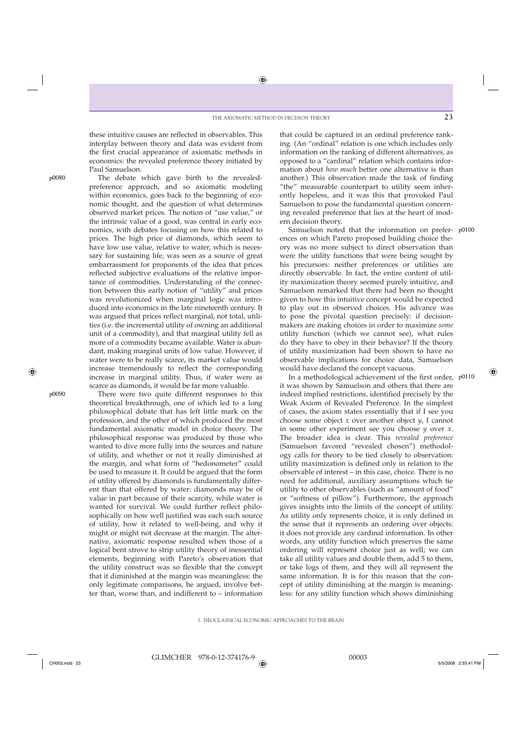these intuitive causes are reflected in observables. This interplay between theory and data was evident from the first crucial appearance of axiomatic methods in economics: the revealed preference theory initiated by Paul Samuelson.

The debate which gave birth to the revealed-preference approach, and so axiomatic modeling within economics, goes back to the beginning of economic thought, and the question of what determines observed market prices. The notion of "use value," or the intrinsic value of a good, was central in early economics, with debates focusing on how this related to prices. The high price of diamonds, which seem to have low use value, relative to water, which is necessary for sustaining life, was seen as a source of great embarrassment for proponents of the idea that prices reflected subjective evaluations of the relative importance of commodities. Understanding of the connection between this early notion of "utility" and prices was revolutionized when marginal logic was introduced into economics in the late nineteenth century. It was argued that prices reflect marginal, not total, utilities (i.e. the incremental utility of owning an additional unit of a commodity), and that marginal utility fell as more of a commodity became available. Water is abundant, making marginal units of low value. However, if water were to be really scarce, its market value would increase tremendously to reflect the corresponding increase in marginal utility. Thus, if water were as scarce as diamonds, it would be far more valuable.

There were two quite different responses to this theoretical breakthrough, one of which led to a long philosophical debate that has left little mark on the profession, and the other of which produced the most fundamental axiomatic model in choice theory. The philosophical response was produced by those who wanted to dive more fully into the sources and nature of utility, and whether or not it really diminished at the margin, and what form of "hedonometer" could be used to measure it. It could be argued that the form of utility offered by diamonds is fundamentally different than that offered by water: diamonds may be of value in part because of their scarcity, while water is wanted for survival. We could further reflect philosophically on how well justified was each such source of utility, how it related to well-being, and why it might or might not decrease at the margin. The alternative, axiomatic response resulted when those of a logical bent strove to strip utility theory of inessential elements, beginning with Pareto's observation that the utility construct was so flexible that the concept that it diminished at the margin was meaningless: the only legitimate comparisons, he argued, involve better than, worse than, and indifferent to – information that could be captured in an ordinal preference ranking. (An "ordinal" relation is one which includes only information on the ranking of different alternatives, as opposed to a "cardinal" relation which contains information about *how much* better one alternative is than another.) This observation made the task of finding "the" measurable counterpart to utility seem inherently hopeless, and it was this that provoked Paul Samuelson to pose the fundamental question concerning revealed preference that lies at the heart of modern decision theory.

Samuelson noted that the information on preferences on which Pareto proposed building choice theory was no more subject to direct observation than were the utility functions that were being sought by his precursors: neither preferences or utilities are directly observable. In fact, the entire content of utility maximization theory seemed purely intuitive, and Samuelson remarked that there had been no thought given to how this intuitive concept would be expected to play out in observed choices. His advance was to pose the pivotal question precisely: if decision-makers are making choices in order to maximize *some* utility function (which we cannot see), what rules do they have to obey in their behavior? If the theory of utility maximization had been shown to have no observable implications for choice data, Samuelson would have declared the concept vacuous.

In a methodological achievement of the first order, it was shown by Samuelson and others that there are indeed implied restrictions, identified precisely by the Weak Axiom of Revealed Preference. In the simplest of cases, the axiom states essentially that if I see you choose some object $x$ over another object $y$, I cannot in some other experiment see you choose $y$ over $x$. The broader idea is clear. This *revealed preference* (Samuelson favored "revealed chosen") methodology calls for theory to be tied closely to observation: utility maximization is defined only in relation to the observable of interest – in this case, choice. There is no need for additional, auxiliary assumptions which tie utility to other observables (such as "amount of food" or "softness of pillow"). Furthermore, the approach gives insights into the limits of the concept of utility. As utility only represents choice, it is only defined in the sense that it represents an ordering over objects: it does not provide any cardinal information. In other words, any utility function which preserves the same ordering will represent choice just as well; we can take all utility values and double them, add 5 to them, or take logs of them, and they will all represent the same information. It is for this reason that the concept of utility diminishing at the margin is meaningless: for any utility function which shows diminishing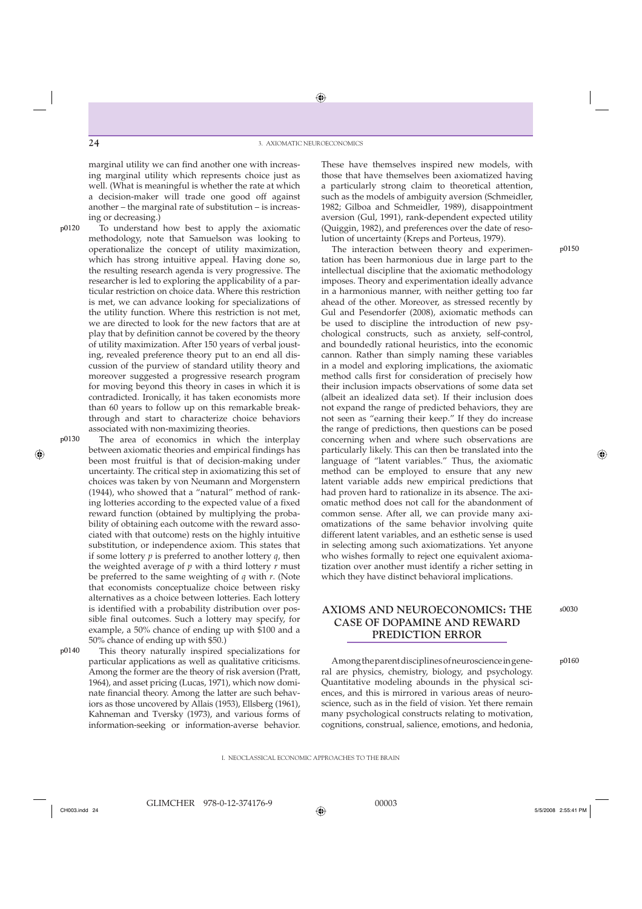marginal utility we can find another one with increasing marginal utility which represents choice just as well. (What is meaningful is whether the rate at which a decision-maker will trade one good off against another – the marginal rate of substitution – is increasing or decreasing.)

To understand how best to apply the axiomatic methodology, note that Samuelson was looking to operationalize the concept of utility maximization, which has strong intuitive appeal. Having done so, the resulting research agenda is very progressive. The researcher is led to exploring the applicability of a particular restriction on choice data. Where this restriction is met, we can advance looking for specializations of the utility function. Where this restriction is not met, we are directed to look for the new factors that are at play that by definition cannot be covered by the theory of utility maximization. After 150 years of verbal jousting, revealed preference theory put to an end all discussion of the purview of standard utility theory and moreover suggested a progressive research program for moving beyond this theory in cases in which it is contradicted. Ironically, it has taken economists more than 60 years to follow up on this remarkable breakthrough and start to characterize choice behaviors associated with non-maximizing theories.

The area of economics in which the interplay between axiomatic theories and empirical findings has been most fruitful is that of decision-making under uncertainty. The critical step in axiomatizing this set of choices was taken by von Neumann and Morgenstern (1944), who showed that a "natural" method of ranking lotteries according to the expected value of a fixed reward function (obtained by multiplying the probability of obtaining each outcome with the reward associated with that outcome) rests on the highly intuitive substitution, or independence axiom. This states that if some lottery $p$ is preferred to another lottery $q$, then the weighted average of $p$ with a third lottery $r$ must be preferred to the same weighting of $q$ with $r$. (Note that economists conceptualize choice between risky alternatives as a choice between lotteries. Each lottery is identified with a probability distribution over possible final outcomes. Such a lottery may specify, for example, a 50% chance of ending up with \$100 and a 50% chance of ending up with \$50.)

This theory naturally inspired specializations for particular applications as well as qualitative criticisms. Among the former are the theory of risk aversion (Pratt, 1964), and asset pricing (Lucas, 1971), which now dominate financial theory. Among the latter are such behaviors as those uncovered by Allais (1953), Ellsberg (1961), Kahneman and Tversky (1973), and various forms of information-seeking or information-averse behavior. These have themselves inspired new models, with those that have themselves been axiomatized having a particularly strong claim to theoretical attention, such as the models of ambiguity aversion (Schmeidler, 1982; Gilboa and Schmeidler, 1989), disappointment aversion (Gul, 1991), rank-dependent expected utility (Quiggin, 1982), and preferences over the date of resolution of uncertainty (Kreps and Porteus, 1979).

The interaction between theory and experimentation has been harmonious due in large part to the intellectual discipline that the axiomatic methodology imposes. Theory and experimentation ideally advance in a harmonious manner, with neither getting too far ahead of the other. Moreover, as stressed recently by Gul and Pesendorfer (2008), axiomatic methods can be used to discipline the introduction of new psychological constructs, such as anxiety, self-control, and boundedly rational heuristics, into the economic cannon. Rather than simply naming these variables in a model and exploring implications, the axiomatic method calls first for consideration of precisely how their inclusion impacts observations of some data set (albeit an idealized data set). If their inclusion does not expand the range of predicted behaviors, they are not seen as "earning their keep." If they do increase the range of predictions, then questions can be posed concerning when and where such observations are particularly likely. This can then be translated into the language of "latent variables." Thus, the axiomatic method can be employed to ensure that any new latent variable adds new empirical predictions that had proven hard to rationalize in its absence. The axiomatic method does not call for the abandonment of common sense. After all, we can provide many axiomatizations of the same behavior involving quite different latent variables, and an esthetic sense is used in selecting among such axiomatizations. Yet anyone who wishes formally to reject one equivalent axiomatization over another must identify a richer setting in which they have distinct behavioral implications.

## AXIOMS AND NEUROECONOMICS: THE CASE OF DOPAMINE AND REWARD PREDICTION ERROR

Among the parent disciplines of neuroscience in general are physics, chemistry, biology, and psychology. Quantitative modeling abounds in the physical sciences, and this is mirrored in various areas of neuroscience, such as in the field of vision. Yet there remain many psychological constructs relating to motivation, cognitions, construal, salience, emotions, and hedonia,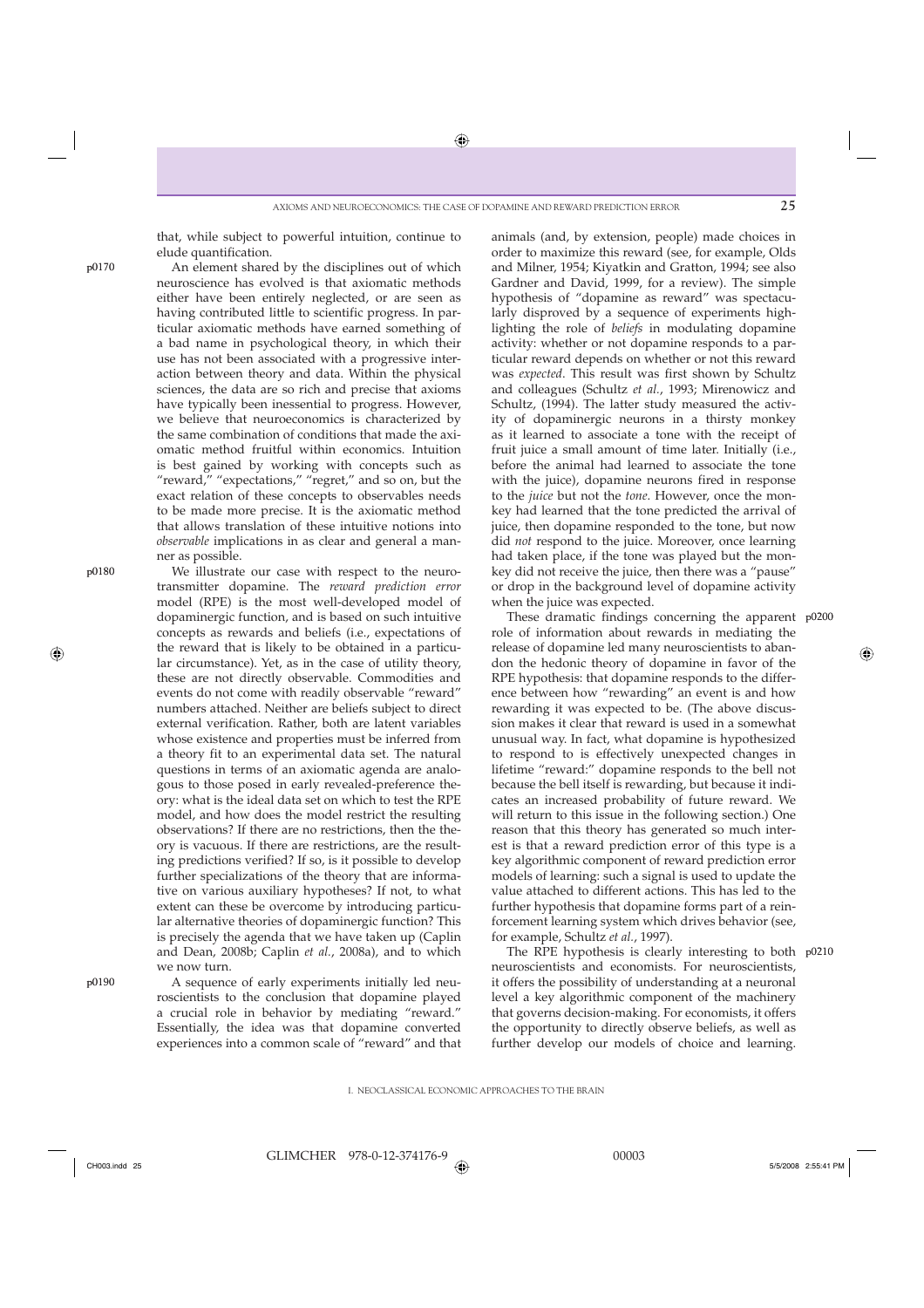that, while subject to powerful intuition, continue to elude quantification.

An element shared by the disciplines out of which neuroscience has evolved is that axiomatic methods either have been entirely neglected, or are seen as having contributed little to scientific progress. In particular axiomatic methods have earned something of a bad name in psychological theory, in which their use has not been associated with a progressive interaction between theory and data. Within the physical sciences, the data are so rich and precise that axioms have typically been inessential to progress. However, we believe that neuroeconomics is characterized by the same combination of conditions that made the axiomatic method fruitful within economics. Intuition is best gained by working with concepts such as "reward," "expectations," "regret," and so on, but the exact relation of these concepts to observables needs to be made more precise. It is the axiomatic method that allows translation of these intuitive notions into *observable* implications in as clear and general a manner as possible.

We illustrate our case with respect to the neurotransmitter dopamine. The *reward prediction error* model (RPE) is the most well-developed model of dopaminergic function, and is based on such intuitive concepts as rewards and beliefs (i.e., expectations of the reward that is likely to be obtained in a particular circumstance). Yet, as in the case of utility theory, these are not directly observable. Commodities and events do not come with readily observable "reward" numbers attached. Neither are beliefs subject to direct external verification. Rather, both are latent variables whose existence and properties must be inferred from a theory fit to an experimental data set. The natural questions in terms of an axiomatic agenda are analogous to those posed in early revealed-preference theory: what is the ideal data set on which to test the RPE model, and how does the model restrict the resulting observations? If there are no restrictions, then the theory is vacuous. If there are restrictions, are the resulting predictions verified? If so, is it possible to develop further specializations of the theory that are informative on various auxiliary hypotheses? If not, to what extent can these be overcome by introducing particular alternative theories of dopaminergic function? This is precisely the agenda that we have taken up (Caplin and Dean, 2008b; Caplin *et al.*, 2008a), and to which we now turn.

A sequence of early experiments initially led neuroscientists to the conclusion that dopamine played a crucial role in behavior by mediating "reward." Essentially, the idea was that dopamine converted experiences into a common scale of "reward" and that animals (and, by extension, people) made choices in order to maximize this reward (see, for example, Olds and Milner, 1954; Kiyatkin and Gratton, 1994; see also Gardner and David, 1999, for a review). The simple hypothesis of "dopamine as reward" was spectacularly disproved by a sequence of experiments highlighting the role of *beliefs* in modulating dopamine activity: whether or not dopamine responds to a particular reward depends on whether or not this reward was *expected*. This result was first shown by Schultz and colleagues (Schultz *et al.*, 1993; Mirenowicz and Schultz, (1994). The latter study measured the activity of dopaminergic neurons in a thirsty monkey as it learned to associate a tone with the receipt of fruit juice a small amount of time later. Initially (i.e., before the animal had learned to associate the tone with the juice), dopamine neurons fired in response to the *juice* but not the *tone*. However, once the monkey had learned that the tone predicted the arrival of juice, then dopamine responded to the tone, but now did *not* respond to the juice. Moreover, once learning had taken place, if the tone was played but the monkey did not receive the juice, then there was a "pause" or drop in the background level of dopamine activity when the juice was expected.

These dramatic findings concerning the apparent role of information about rewards in mediating the release of dopamine led many neuroscientists to abandon the hedonic theory of dopamine in favor of the RPE hypothesis: that dopamine responds to the difference between how "rewarding" an event is and how rewarding it was expected to be. (The above discussion makes it clear that reward is used in a somewhat unusual way. In fact, what dopamine is hypothesized to respond to is effectively unexpected changes in lifetime "reward:" dopamine responds to the bell not because the bell itself is rewarding, but because it indicates an increased probability of future reward. We will return to this issue in the following section.) One reason that this theory has generated so much interest is that a reward prediction error of this type is a key algorithmic component of reward prediction error models of learning: such a signal is used to update the value attached to different actions. This has led to the further hypothesis that dopamine forms part of a reinforcement learning system which drives behavior (see, for example, Schultz *et al.*, 1997).

The RPE hypothesis is clearly interesting to both neuroscientists and economists. For neuroscientists, it offers the possibility of understanding at a neuronal level a key algorithmic component of the machinery that governs decision-making. For economists, it offers the opportunity to directly observe beliefs, as well as further develop our models of choice and learning.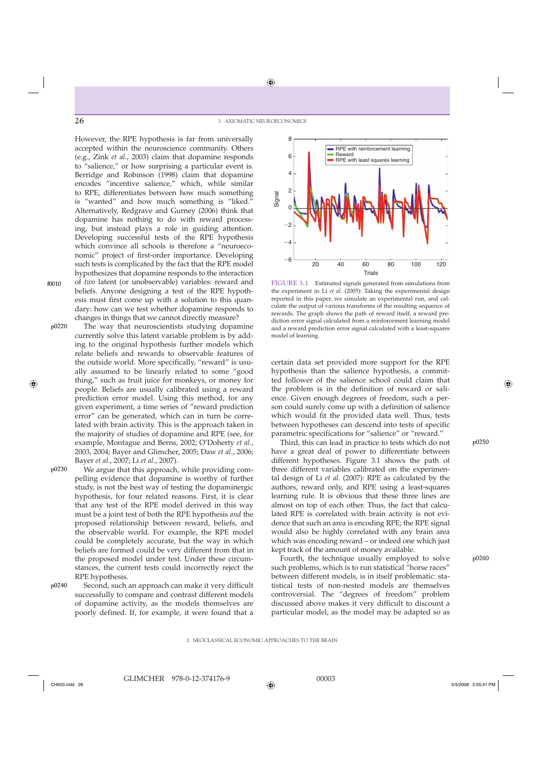However, the RPE hypothesis is far from universally accepted within the neuroscience community. Others (e.g., Zink *et al.*, 2003) claim that dopamine responds to "salience," or how surprising a particular event is. Berridge and Robinson (1998) claim that dopamine encodes "incentive salience," which, while similar to RPE, differentiates between how much something is "wanted" and how much something is "liked." Alternatively, Redgrave and Gurney (2006) think that dopamine has nothing to do with reward processing, but instead plays a role in guiding attention. Developing successful tests of the RPE hypothesis which convince all schools is therefore a "neuroeconomic" project of first-order importance. Developing such tests is complicated by the fact that the RPE model hypothesizes that dopamine responds to the interaction of *two* latent (or unobservable) variables: reward and beliefs. Anyone designing a test of the RPE hypothesis must first come up with a solution to this quandary: how can we test whether dopamine responds to changes in things that we cannot directly measure?

The way that neuroscientists studying dopamine currently solve this latent variable problem is by adding to the original hypothesis further models which relate beliefs and rewards to observable features of the outside world. More specifically, "reward" is usually assumed to be linearly related to some "good thing," such as fruit juice for monkeys, or money for people. Beliefs are usually calibrated using a reward prediction error model. Using this method, for any given experiment, a time series of "reward prediction error" can be generated, which can in turn be correlated with brain activity. This is the approach taken in the majority of studies of dopamine and RPE (see, for example, Montague and Berns, 2002; O'Doherty *et al.*, 2003, 2004; Bayer and Glimcher, 2005; Daw *et al.*, 2006; Bayer *et al.*, 2007; Li *et al.*, 2007).

We argue that this approach, while providing compelling evidence that dopamine is worthy of further study, is not the best way of testing the dopaminergic hypothesis, for four related reasons. First, it is clear that any test of the RPE model derived in this way must be a joint test of both the RPE hypothesis *and* the proposed relationship between reward, beliefs, and the observable world. For example, the RPE model could be completely accurate, but the way in which beliefs are formed could be very different from that in the proposed model under test. Under these circumstances, the current tests could incorrectly reject the RPE hypothesis.

Second, such an approach can make it very difficult successfully to compare and contrast different models of dopamine activity, as the models themselves are poorly defined. If, for example, it were found that a certain data set provided more support for the RPE hypothesis than the salience hypothesis, a committed follower of the salience school could claim that the problem is in the definition of reward or salience. Given enough degrees of freedom, such a person could surely come up with a definition of salience which would fit the provided data well. Thus, tests between hypotheses can descend into tests of specific parametric specifications for "salience" or "reward."

Third, this can lead in practice to tests which do not have a great deal of power to differentiate between different hypotheses. Figure 3.1 shows the path of three different variables calibrated on the experimental design of Li *et al.* (2007): RPE as calculated by the authors, reward only, and RPE using a least-squares learning rule. It is obvious that these three lines are almost on top of each other. Thus, the fact that calculated RPE is correlated with brain activity is not evidence that such an area is encoding RPE; the RPE signal would also be highly correlated with any brain area which was encoding reward – or indeed one which just kept track of the amount of money available.

Fourth, the technique usually employed to solve such problems, which is to run statistical "horse races" between different models, is in itself problematic: statistical tests of non-nested models are themselves controversial. The "degrees of freedom" problem discussed above makes it very difficult to discount a particular model, as the model may be adapted so as

RPE with reinforcement learning
Reward
RPE with least squares learning
Signal
8
6
4
2
0
−2
−4
−6
Trials
20
40
60
80
100
120

FIGURE 3.1 Estimated signals generated from simulations from the experiment in Li *et al.* (2005): Taking the experimental design reported in this paper, we simulate an experimental run, and calculate the output of various transforms of the resulting sequence of rewards. The graph shows the path of reward itself, a reward prediction error signal calculated from a reinforcement learning model and a reward prediction error signal calculated with a least-squares model of learning.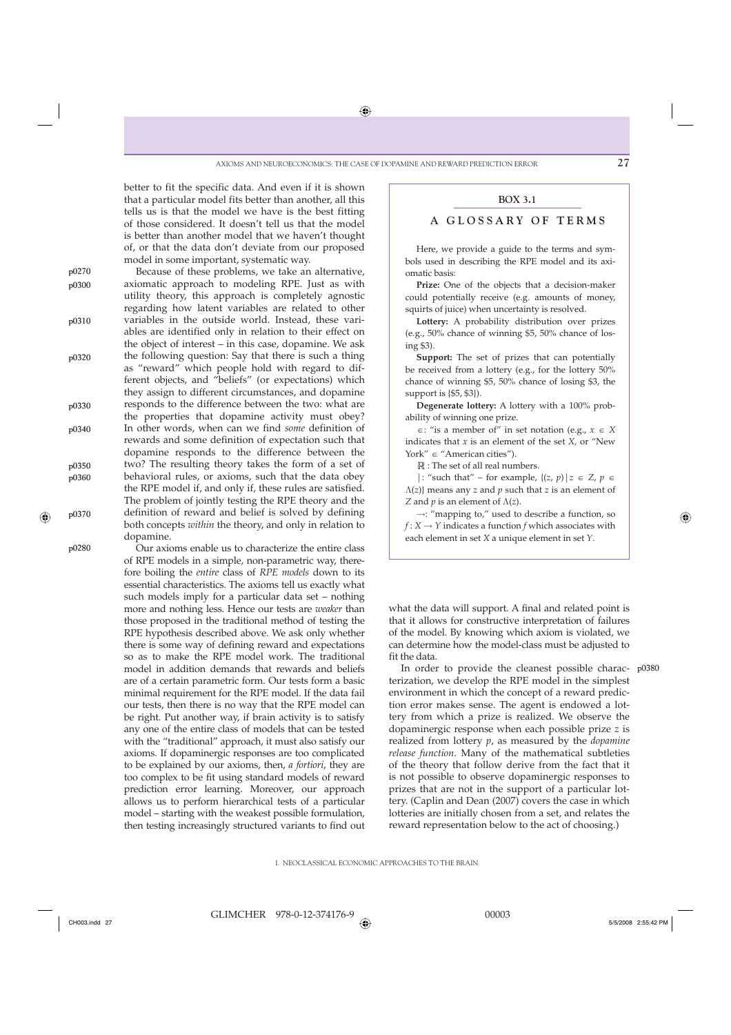better to fit the specific data. And even if it is shown that a particular model fits better than another, all this tells us is that the model we have is the best fitting of those considered. It doesn't tell us that the model is better than another model that we haven't thought of, or that the data don't deviate from our proposed model in some important, systematic way.

Because of these problems, we take an alternative, axiomatic approach to modeling RPE. Just as with utility theory, this approach is completely agnostic regarding how latent variables are related to other variables in the outside world. Instead, these variables are identified only in relation to their effect on the object of interest – in this case, dopamine. We ask the following question: Say that there is such a thing as "reward" which people hold with regard to different objects, and "beliefs" (or expectations) which they assign to different circumstances, and dopamine responds to the difference between the two: what are the properties that dopamine activity must obey? In other words, when can we find *some* definition of rewards and some definition of expectation such that dopamine responds to the difference between the two? The resulting theory takes the form of a set of behavioral rules, or axioms, such that the data obey the RPE model if, and only if, these rules are satisfied. The problem of jointly testing the RPE theory and the definition of reward and belief is solved by defining both concepts *within* the theory, and only in relation to dopamine.

Our axioms enable us to characterize the entire class of RPE models in a simple, non-parametric way, therefore boiling the *entire* class of *RPE models* down to its essential characteristics. The axioms tell us exactly what such models imply for a particular data set – nothing more and nothing less. Hence our tests are *weaker* than those proposed in the traditional method of testing the RPE hypothesis described above. We ask only whether there is some way of defining reward and expectations so as to make the RPE model work. The traditional model in addition demands that rewards and beliefs are of a certain parametric form. Our tests form a basic minimal requirement for the RPE model. If the data fail our tests, then there is no way that the RPE model can be right. Put another way, if brain activity is to satisfy any one of the entire class of models that can be tested with the "traditional" approach, it must also satisfy our axioms. If dopaminergic responses are too complicated to be explained by our axioms, then, *a fortiori*, they are too complex to be fit using standard models of reward prediction error learning. Moreover, our approach allows us to perform hierarchical tests of a particular model – starting with the weakest possible formulation, then testing increasingly structured variants to find out what the data will support. A final and related point is that it allows for constructive interpretation of failures of the model. By knowing which axiom is violated, we can determine how the model-class must be adjusted to fit the data.

In order to provide the cleanest possible characterization, we develop the RPE model in the simplest environment in which the concept of a reward prediction error makes sense. The agent is endowed a lottery from which a prize is realized. We observe the dopaminergic response when each possible prize $z$ is realized from lottery $p$, as measured by the *dopamine release function*. Many of the mathematical subtleties of the theory that follow derive from the fact that it is not possible to observe dopaminergic responses to prizes that are not in the support of a particular lottery. (Caplin and Dean (2007) covers the case in which lotteries are initially chosen from a set, and relates the reward representation below to the act of choosing.)

---

**BOX 3.1**

**A GLOSSARY OF TERMS**

Here, we provide a guide to the terms and symbols used in describing the RPE model and its axiomatic basis:

**Prize:** One of the objects that a decision-maker could potentially receive (e.g. amounts of money, squirts of juice) when uncertainty is resolved.

**Lottery:** A probability distribution over prizes (e.g., 50% chance of winning \$5, 50% chance of losing \$3).

**Support:** The set of prizes that can potentially be received from a lottery (e.g., for the lottery 50% chance of winning \$5, 50% chance of losing \$3, the support is {\$5, \$3}).

**Degenerate lottery:** A lottery with a 100% probability of winning one prize.

$\in$: "is a member of" in set notation (e.g., $x \in X$ indicates that $x$ is an element of the set $X$, or "New York" $\in$ "American cities").

$\mathbb{R}$ : The set of all real numbers.

$|$ : "such that" – for example, $\{(z, p) | z \in Z, p \in \Lambda(z)\}$ means any $z$ and $p$ such that $z$ is an element of $Z$ and $p$ is an element of $\Lambda(z)$.

$\rightarrow$: "mapping to," used to describe a function, so $f: X \rightarrow Y$ indicates a function $f$ which associates with each element in set $X$ a unique element in set $Y$.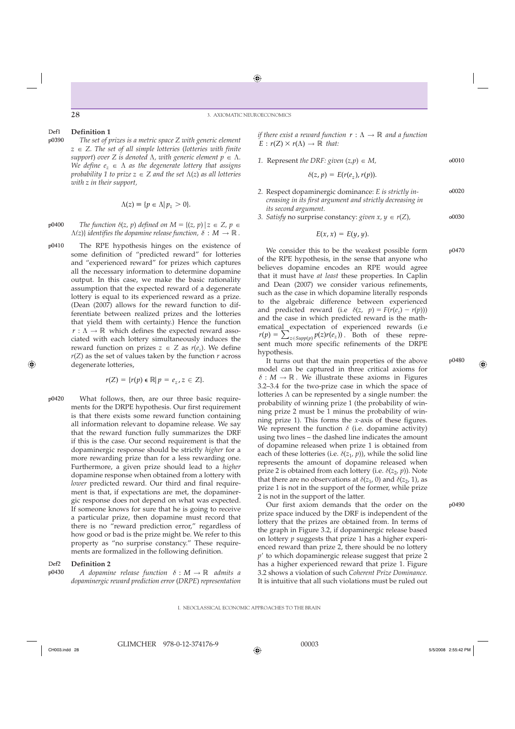**Definition 1**

*The set of prizes is a metric space Z with generic element $z \in Z$. The set of all simple lotteries (lotteries with finite support) over Z is denoted $\Lambda$, with generic element $p \in \Lambda$. We define $e_z \in \Lambda$ as the degenerate lottery that assigns probability 1 to prize $z \in Z$ and the set $\Lambda(z)$ as all lotteries with z in their support,*

$$\Lambda(z) \equiv \{p \in \Lambda | p_z > 0\}.$$

*The function $\delta(z, p)$ defined on $M = \{(z, p) | z \in Z, p \in \Lambda(z)\}$ identifies the dopamine release function, $\delta : M \to \mathbb{R}$.*

The RPE hypothesis hinges on the existence of some definition of "predicted reward" for lotteries and "experienced reward" for prizes which captures all the necessary information to determine dopamine output. In this case, we make the basic rationality assumption that the expected reward of a degenerate lottery is equal to its experienced reward as a prize. (Dean (2007) allows for the reward function to differentiate between realized prizes and the lotteries that yield them with certainty.) Hence the function $r : \Lambda \to \mathbb{R}$ which defines the expected reward associated with each lottery simultaneously induces the reward function on prizes $z \in Z$ as $r(e_z)$. We define $r(Z)$ as the set of values taken by the function $r$ across degenerate lotteries,

$$r(Z) = \{r(p) \in \mathbb{R} | p = e_z, z \in Z\}.$$

What follows, then, are our three basic requirements for the DRPE hypothesis. Our first requirement is that there exists some reward function containing all information relevant to dopamine release. We say that the reward function fully summarizes the DRF if this is the case. Our second requirement is that the dopaminergic response should be strictly *higher* for a more rewarding prize than for a less rewarding one. Furthermore, a given prize should lead to a *higher* dopamine response when obtained from a lottery with *lower* predicted reward. Our third and final requirement is that, if expectations are met, the dopaminergic response does not depend on what was expected. If someone knows for sure that he is going to receive a particular prize, then dopamine must record that there is no "reward prediction error," regardless of how good or bad is the prize might be. We refer to this property as "no surprise constancy." These requirements are formalized in the following definition.

**Definition 2**

*A dopamine release function $\delta : M \to \mathbb{R}$ admits a dopaminergic reward prediction error (DRPE) representation if there exist a reward function $r : \Lambda \to \mathbb{R}$ and a function $E : r(Z) \times r(\Lambda) \to \mathbb{R}$ that:*

1. Represent *the DRF: given $(z,p) \in M$,*

$$\delta(z, p) = E(r(e_z), r(p)).$$

2. Respect dopaminergic dominance: *E is strictly increasing in its first argument and strictly decreasing in its second argument.*
3. *Satisfy* no surprise constancy: *given $x, y \in r(Z)$,*

$$E(x, x) = E(y, y).$$

We consider this to be the weakest possible form of the RPE hypothesis, in the sense that anyone who believes dopamine encodes an RPE would agree that it must have *at least* these properties. In Caplin and Dean (2007) we consider various refinements, such as the case in which dopamine literally responds to the algebraic difference between experienced and predicted reward (i.e $\delta(z, p) = F(r(e_z) - r(p))$) and the case in which predicted reward is the mathematical expectation of experienced rewards (i.e $r(p) = \sum_{z \in Supp(p)} p(z) r(e_z)$). Both of these represent much more specific refinements of the DRPE hypothesis.

It turns out that the main properties of the above model can be captured in three critical axioms for $\delta : M \to \mathbb{R}$. We illustrate these axioms in Figures 3.2–3.4 for the two-prize case in which the space of lotteries $\Lambda$ can be represented by a single number: the probability of winning prize 1 (the probability of winning prize 2 must be 1 minus the probability of winning prize 1). This forms the *x*-axis of these figures. We represent the function $\delta$ (i.e. dopamine activity) using two lines – the dashed line indicates the amount of dopamine released when prize 1 is obtained from each of these lotteries (i.e. $\delta(z_1, p)$), while the solid line represents the amount of dopamine released when prize 2 is obtained from each lottery (i.e. $\delta(z_2, p)$). Note that there are no observations at $\delta(z_1, 0)$ and $\delta(z_2, 1)$, as prize 1 is not in the support of the former, while prize 2 is not in the support of the latter.

Our first axiom demands that the order on the prize space induced by the DRF is independent of the lottery that the prizes are obtained from. In terms of the graph in Figure 3.2, if dopaminergic release based on lottery $p$ suggests that prize 1 has a higher experienced reward than prize 2, there should be no lottery $p'$ to which dopaminergic release suggest that prize 2 has a higher experienced reward that prize 1. Figure 3.2 shows a violation of such *Coherent Prize Dominance.* It is intuitive that all such violations must be ruled out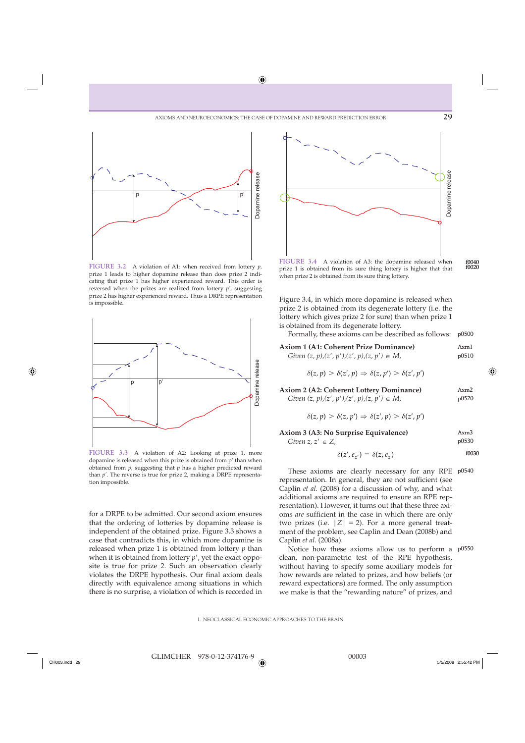FIGURE 3.2 A violation of A1: when received from lottery $p$, prize 1 leads to higher dopamine release than does prize 2 indicating that prize 1 has higher experienced reward. This order is reversed when the prizes are realized from lottery $p'$, suggesting prize 2 has higher experienced reward. Thus a DRPE representation is impossible.

FIGURE 3.3 A violation of A2: Looking at prize 1, more dopamine is released when this prize is obtained from p′ than when obtained from $p$, suggesting that $p$ has a higher predicted reward than $p'$. The reverse is true for prize 2, making a DRPE representation impossible.

for a DRPE to be admitted. Our second axiom ensures that the ordering of lotteries by dopamine release is independent of the obtained prize. Figure 3.3 shows a case that contradicts this, in which more dopamine is released when prize 1 is obtained from lottery $p$ than when it is obtained from lottery $p'$, yet the exact opposite is true for prize 2. Such an observation clearly violates the DRPE hypothesis. Our final axiom deals directly with equivalence among situations in which there is no surprise, a violation of which is recorded in

FIGURE 3.4 A violation of A3: the dopamine released when prize 1 is obtained from its sure thing lottery is higher that that when prize 2 is obtained from its sure thing lottery.

Figure 3.4, in which more dopamine is released when prize 2 is obtained from its degenerate lottery (i.e. the lottery which gives prize 2 for sure) than when prize 1 is obtained from its degenerate lottery.

Formally, these axioms can be described as follows:

**Axiom 1 (A1: Coherent Prize Dominance)**
*Given* $(z, p),(z', p'),(z', p),(z, p') \in M$,

$$\delta(z, p) > \delta(z', p) \Rightarrow \delta(z, p') > \delta(z', p')$$

**Axiom 2 (A2: Coherent Lottery Dominance)**
*Given* $(z, p),(z', p'),(z', p),(z, p') \in M$,

$$\delta(z, p) > \delta(z, p') \Rightarrow \delta(z', p) > \delta(z', p')$$

**Axiom 3 (A3: No Surprise Equivalence)**
*Given* $z, z' \in Z$,

$$\delta(z', e_{z'}) = \delta(z, e_z)$$

These axioms are clearly necessary for any RPE representation. In general, they are not sufficient (see Caplin *et al.* (2008) for a discussion of why, and what additional axioms are required to ensure an RPE representation). However, it turns out that these three axioms *are* sufficient in the case in which there are only two prizes (i.e. $|Z| = 2$). For a more general treatment of the problem, see Caplin and Dean (2008b) and Caplin *et al.* (2008a).

Notice how these axioms allow us to perform a clean, non-parametric test of the RPE hypothesis, without having to specify some auxiliary models for how rewards are related to prizes, and how beliefs (or reward expectations) are formed. The only assumption we make is that the "rewarding nature" of prizes, and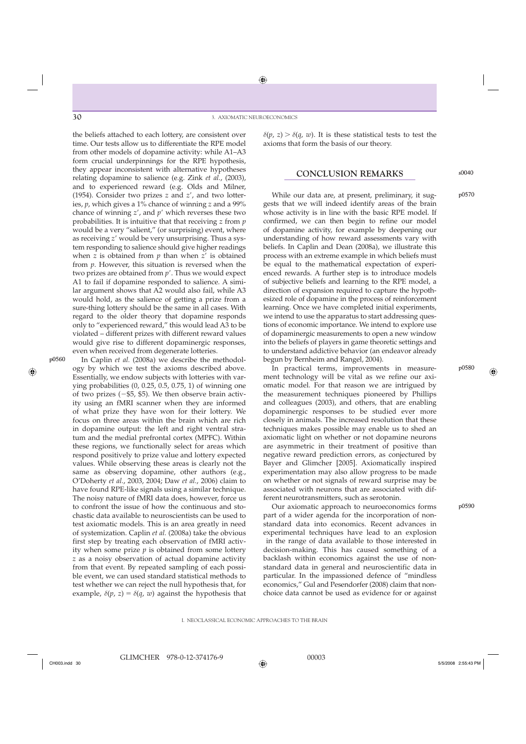the beliefs attached to each lottery, are consistent over time. Our tests allow us to differentiate the RPE model from other models of dopamine activity: while A1–A3 form crucial underpinnings for the RPE hypothesis, they appear inconsistent with alternative hypotheses relating dopamine to salience (e.g. Zink *et al.*, (2003), and to experienced reward (e.g. Olds and Milner, (1954). Consider two prizes $z$ and $z'$, and two lotteries, $p$, which gives a 1% chance of winning $z$ and a 99% chance of winning $z'$, and $p'$ which reverses these two probabilities. It is intuitive that that receiving $z$ from $p$ would be a very "salient," (or surprising) event, where as receiving $z'$ would be very unsurprising. Thus a system responding to salience should give higher readings when $z$ is obtained from $p$ than when $z'$ is obtained from $p$. However, this situation is reversed when the two prizes are obtained from $p'$. Thus we would expect A1 to fail if dopamine responded to salience. A similar argument shows that A2 would also fail, while A3 would hold, as the salience of getting a prize from a sure-thing lottery should be the same in all cases. With regard to the older theory that dopamine responds only to "experienced reward," this would lead A3 to be violated – different prizes with different reward values would give rise to different dopaminergic responses, even when received from degenerate lotteries.

In Caplin *et al.* (2008a) we describe the methodology by which we test the axioms described above. Essentially, we endow subjects with lotteries with varying probabilities (0, 0.25, 0.5, 0.75, 1) of winning one of two prizes (−\$5, \$5). We then observe brain activity using an fMRI scanner when they are informed of what prize they have won for their lottery. We focus on three areas within the brain which are rich in dopamine output: the left and right ventral stratum and the medial prefrontal cortex (MPFC). Within these regions, we functionally select for areas which respond positively to prize value and lottery expected values. While observing these areas is clearly not the same as observing dopamine, other authors (e.g., O'Doherty *et al.*, 2003, 2004; Daw *et al.*, 2006) claim to have found RPE-like signals using a similar technique. The noisy nature of fMRI data does, however, force us to confront the issue of how the continuous and stochastic data available to neuroscientists can be used to test axiomatic models. This is an area greatly in need of systemization. Caplin *et al.* (2008a) take the obvious first step by treating each observation of fMRI activity when some prize $p$ is obtained from some lottery $z$ as a noisy observation of actual dopamine activity from that event. By repeated sampling of each possible event, we can used standard statistical methods to test whether we can reject the null hypothesis that, for example, $\delta(p, z) = \delta(q, w)$ against the hypothesis that $\delta(p, z) > \delta(q, w)$. It is these statistical tests to test the axioms that form the basis of our theory.

## CONCLUSION REMARKS

While our data are, at present, preliminary, it suggests that we will indeed identify areas of the brain whose activity is in line with the basic RPE model. If confirmed, we can then begin to refine our model of dopamine activity, for example by deepening our understanding of how reward assessments vary with beliefs. In Caplin and Dean (2008a), we illustrate this process with an extreme example in which beliefs must be equal to the mathematical expectation of experienced rewards. A further step is to introduce models of subjective beliefs and learning to the RPE model, a direction of expansion required to capture the hypothesized role of dopamine in the process of reinforcement learning. Once we have completed initial experiments, we intend to use the apparatus to start addressing questions of economic importance. We intend to explore use of dopaminergic measurements to open a new window into the beliefs of players in game theoretic settings and to understand addictive behavior (an endeavor already begun by Bernheim and Rangel, 2004).

In practical terms, improvements in measurement technology will be vital as we refine our axiomatic model. For that reason we are intrigued by the measurement techniques pioneered by Phillips and colleagues (2003), and others, that are enabling dopaminergic responses to be studied ever more closely in animals. The increased resolution that these techniques makes possible may enable us to shed an axiomatic light on whether or not dopamine neurons are asymmetric in their treatment of positive than negative reward prediction errors, as conjectured by Bayer and Glimcher [2005]. Axiomatically inspired experimentation may also allow progress to be made on whether or not signals of reward surprise may be associated with neurons that are associated with different neurotransmitters, such as serotonin.

Our axiomatic approach to neuroeconomics forms part of a wider agenda for the incorporation of nonstandard data into economics. Recent advances in experimental techniques have lead to an explosion in the range of data available to those interested in decision-making. This has caused something of a backlash within economics against the use of nonstandard data in general and neuroscientific data in particular. In the impassioned defence of "mindless economics," Gul and Pesendorfer (2008) claim that nonchoice data cannot be used as evidence for or against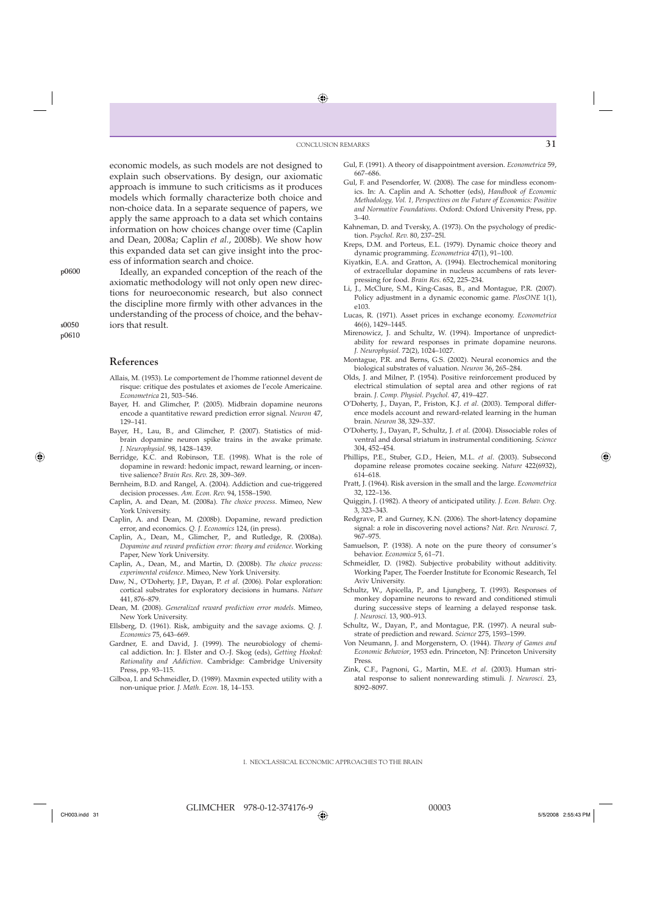economic models, as such models are not designed to explain such observations. By design, our axiomatic approach is immune to such criticisms as it produces models which formally characterize both choice and non-choice data. In a separate sequence of papers, we apply the same approach to a data set which contains information on how choices change over time (Caplin and Dean, 2008a; Caplin *et al.*, 2008b). We show how this expanded data set can give insight into the process of information search and choice.

Ideally, an expanded conception of the reach of the axiomatic methodology will not only open new directions for neuroeconomic research, but also connect the discipline more firmly with other advances in the understanding of the process of choice, and the behaviors that result.

## References

Allais, M. (1953). Le comportement de l'homme rationnel devent de risque: critique des postulates et axiomes de l'ecole Americaine. *Econometrica* 21, 503–546.

Bayer, H. and Glimcher, P. (2005). Midbrain dopamine neurons encode a quantitative reward prediction error signal. *Neuron* 47, 129–141.

Bayer, H., Lau, B., and Glimcher, P. (2007). Statistics of midbrain dopamine neuron spike trains in the awake primate. *J. Neurophysiol.* 98, 1428–1439.

Berridge, K.C. and Robinson, T.E. (1998). What is the role of dopamine in reward: hedonic impact, reward learning, or incentive salience? *Brain Res. Rev.* 28, 309–369.

Bernheim, B.D. and Rangel, A. (2004). Addiction and cue-triggered decision processes. *Am. Econ. Rev.* 94, 1558–1590.

Caplin, A. and Dean, M. (2008a). *The choice process*. Mimeo, New York University.

Caplin, A. and Dean, M. (2008b). Dopamine, reward prediction error, and economics. *Q. J. Economics* 124, (in press).

Caplin, A., Dean, M., Glimcher, P., and Rutledge, R. (2008a). *Dopamine and reward prediction error: theory and evidence*. Working Paper, New York University.

Caplin, A., Dean, M., and Martin, D. (2008b). *The choice process: experimental evidence*. Mimeo, New York University.

Daw, N., O'Doherty, J.P., Dayan, P. *et al*. (2006). Polar exploration: cortical substrates for exploratory decisions in humans. *Nature* 441, 876–879.

Dean, M. (2008). *Generalized reward prediction error models*. Mimeo, New York University.

Ellsberg, D. (1961). Risk, ambiguity and the savage axioms. *Q. J. Economics* 75, 643–669.

Gardner, E. and David, J. (1999). The neurobiology of chemical addiction. In: J. Elster and O.-J. Skog (eds), *Getting Hooked: Rationality and Addiction*. Cambridge: Cambridge University Press, pp. 93–115.

Gilboa, I. and Schmeidler, D. (1989). Maxmin expected utility with a non-unique prior. *J. Math. Econ.* 18, 14–153.

Gul, F. (1991). A theory of disappointment aversion. *Econometrica* 59, 667–686.

Gul, F. and Pesendorfer, W. (2008). The case for mindless economics. In: A. Caplin and A. Schotter (eds), *Handbook of Economic Methodology, Vol. 1, Perspectives on the Future of Economics: Positive and Normative Foundations*. Oxford: Oxford University Press, pp. 3–40.

Kahneman, D. and Tversky, A. (1973). On the psychology of prediction. *Psychol. Rev.* 80, 237–25l.

Kreps, D.M. and Porteus, E.L. (1979). Dynamic choice theory and dynamic programming. *Econometrica* 47(1), 91–100.

Kiyatkin, E.A. and Gratton, A. (1994). Electrochemical monitoring of extracellular dopamine in nucleus accumbens of rats leverpressing for food. *Brain Res.* 652, 225–234.

Li, J., McClure, S.M., King-Casas, B., and Montague, P.R. (2007). Policy adjustment in a dynamic economic game. *PlosONE* 1(1), e103.

Lucas, R. (1971). Asset prices in exchange economy. *Econometrica* 46(6), 1429–1445.

Mirenowicz, J. and Schultz, W. (1994). Importance of unpredictability for reward responses in primate dopamine neurons. *J. Neurophysiol.* 72(2), 1024–1027.

Montague, P.R. and Berns, G.S. (2002). Neural economics and the biological substrates of valuation. *Neuron* 36, 265–284.

Olds, J. and Milner, P. (1954). Positive reinforcement produced by electrical stimulation of septal area and other regions of rat brain. *J. Comp. Physiol. Psychol.* 47, 419–427.

O'Doherty, J., Dayan, P., Friston, K.J. *et al*. (2003). Temporal difference models account and reward-related learning in the human brain. *Neuron* 38, 329–337.

O'Doherty, J., Dayan, P., Schultz, J. *et al*. (2004). Dissociable roles of ventral and dorsal striatum in instrumental conditioning. *Science* 304, 452–454.

Phillips, P.E., Stuber, G.D., Heien, M.L. *et al*. (2003). Subsecond dopamine release promotes cocaine seeking. *Nature* 422(6932), 614–618.

Pratt, J. (1964). Risk aversion in the small and the large. *Econometrica* 32, 122–136.

Quiggin, J. (1982). A theory of anticipated utility. *J. Econ. Behav. Org.* 3, 323–343.

Redgrave, P. and Gurney, K.N. (2006). The short-latency dopamine signal: a role in discovering novel actions? *Nat. Rev. Neurosci.* 7, 967–975.

Samuelson, P. (1938). A note on the pure theory of consumer's behavior. *Economica* 5, 61–71.

Schmeidler, D. (1982). Subjective probability without additivity. Working Paper, The Foerder Institute for Economic Research, Tel Aviv University.

Schultz, W., Apicella, P., and Ljungberg, T. (1993). Responses of monkey dopamine neurons to reward and conditioned stimuli during successive steps of learning a delayed response task. *J. Neurosci.* 13, 900–913.

Schultz, W., Dayan, P., and Montague, P.R. (1997). A neural substrate of prediction and reward. *Science* 275, 1593–1599.

Von Neumann, J. and Morgenstern, O. (1944). *Theory of Games and Economic Behavior*, 1953 edn. Princeton, NJ: Princeton University Press.

Zink, C.F., Pagnoni, G., Martin, M.E. *et al*. (2003). Human striatal response to salient nonrewarding stimuli. *J. Neurosci.* 23, 8092–8097.